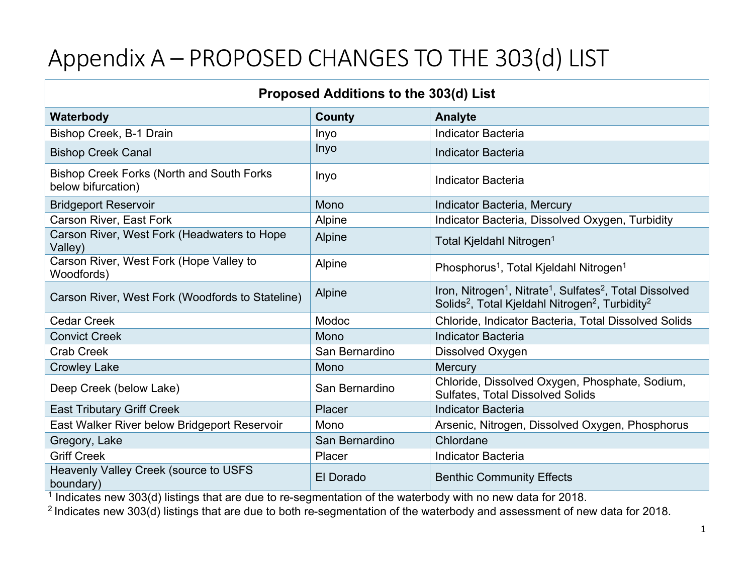# Appendix A – PROPOSED CHANGES TO THE 303(d) LIST

| Proposed Additions to the 303(d) List | | |
|---|---|---|
| **Waterbody** | **County** | **Analyte** |
| Bishop Creek, B-1 Drain | Inyo | Indicator Bacteria |
| Bishop Creek Canal | Inyo | Indicator Bacteria |
| Bishop Creek Forks (North and South Forks below bifurcation) | Inyo | Indicator Bacteria |
| Bridgeport Reservoir | Mono | Indicator Bacteria, Mercury |
| Carson River, East Fork | Alpine | Indicator Bacteria, Dissolved Oxygen, Turbidity |
| Carson River, West Fork (Headwaters to Hope Valley) | Alpine | Total Kjeldahl Nitrogen[1] |
| Carson River, West Fork (Hope Valley to Woodfords) | Alpine | Phosphorus[1], Total Kjeldahl Nitrogen[1] |
| Carson River, West Fork (Woodfords to Stateline) | Alpine | Iron, Nitrogen[1], Nitrate[1], Sulfates[2], Total Dissolved Solids[2], Total Kjeldahl Nitrogen[2], Turbidity[2] |
| Cedar Creek | Modoc | Chloride, Indicator Bacteria, Total Dissolved Solids |
| Convict Creek | Mono | Indicator Bacteria |
| Crab Creek | San Bernardino | Dissolved Oxygen |
| Crowley Lake | Mono | Mercury |
| Deep Creek (below Lake) | San Bernardino | Chloride, Dissolved Oxygen, Phosphate, Sodium, Sulfates, Total Dissolved Solids |
| East Tributary Griff Creek | Placer | Indicator Bacteria |
| East Walker River below Bridgeport Reservoir | Mono | Arsenic, Nitrogen, Dissolved Oxygen, Phosphorus |
| Gregory, Lake | San Bernardino | Chlordane |
| Griff Creek | Placer | Indicator Bacteria |
| Heavenly Valley Creek (source to USFS boundary) | El Dorado | Benthic Community Effects |

[1] Indicates new 303(d) listings that are due to re-segmentation of the waterbody with no new data for 2018.

[2] Indicates new 303(d) listings that are due to both re-segmentation of the waterbody and assessment of new data for 2018.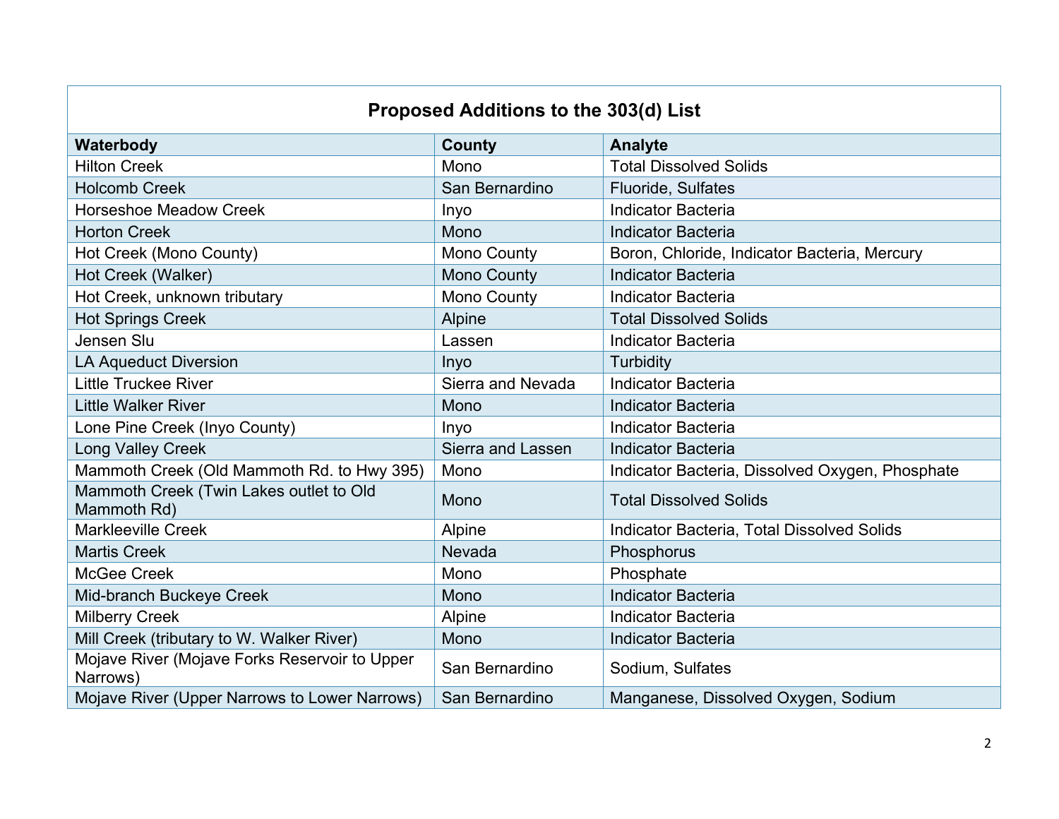| Proposed Additions to the 303(d) List | | |
|---|---|---|
| **Waterbody** | **County** | **Analyte** |
| Hilton Creek | Mono | Total Dissolved Solids |
| Holcomb Creek | San Bernardino | Fluoride, Sulfates |
| Horseshoe Meadow Creek | Inyo | Indicator Bacteria |
| Horton Creek | Mono | Indicator Bacteria |
| Hot Creek (Mono County) | Mono County | Boron, Chloride, Indicator Bacteria, Mercury |
| Hot Creek (Walker) | Mono County | Indicator Bacteria |
| Hot Creek, unknown tributary | Mono County | Indicator Bacteria |
| Hot Springs Creek | Alpine | Total Dissolved Solids |
| Jensen Slu | Lassen | Indicator Bacteria |
| LA Aqueduct Diversion | Inyo | Turbidity |
| Little Truckee River | Sierra and Nevada | Indicator Bacteria |
| Little Walker River | Mono | Indicator Bacteria |
| Lone Pine Creek (Inyo County) | Inyo | Indicator Bacteria |
| Long Valley Creek | Sierra and Lassen | Indicator Bacteria |
| Mammoth Creek (Old Mammoth Rd. to Hwy 395) | Mono | Indicator Bacteria, Dissolved Oxygen, Phosphate |
| Mammoth Creek (Twin Lakes outlet to Old Mammoth Rd) | Mono | Total Dissolved Solids |
| Markleeville Creek | Alpine | Indicator Bacteria, Total Dissolved Solids |
| Martis Creek | Nevada | Phosphorus |
| McGee Creek | Mono | Phosphate |
| Mid-branch Buckeye Creek | Mono | Indicator Bacteria |
| Milberry Creek | Alpine | Indicator Bacteria |
| Mill Creek (tributary to W. Walker River) | Mono | Indicator Bacteria |
| Mojave River (Mojave Forks Reservoir to Upper Narrows) | San Bernardino | Sodium, Sulfates |
| Mojave River (Upper Narrows to Lower Narrows) | San Bernardino | Manganese, Dissolved Oxygen, Sodium |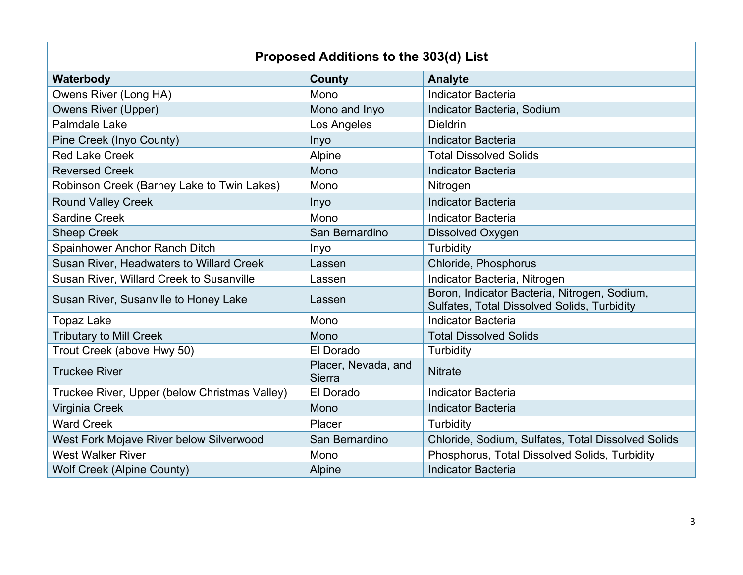**Proposed Additions to the 303(d) List**

| Waterbody | County | Analyte |
|---|---|---|
| Owens River (Long HA) | Mono | Indicator Bacteria |
| Owens River (Upper) | Mono and Inyo | Indicator Bacteria, Sodium |
| Palmdale Lake | Los Angeles | Dieldrin |
| Pine Creek (Inyo County) | Inyo | Indicator Bacteria |
| Red Lake Creek | Alpine | Total Dissolved Solids |
| Reversed Creek | Mono | Indicator Bacteria |
| Robinson Creek (Barney Lake to Twin Lakes) | Mono | Nitrogen |
| Round Valley Creek | Inyo | Indicator Bacteria |
| Sardine Creek | Mono | Indicator Bacteria |
| Sheep Creek | San Bernardino | Dissolved Oxygen |
| Spainhower Anchor Ranch Ditch | Inyo | Turbidity |
| Susan River, Headwaters to Willard Creek | Lassen | Chloride, Phosphorus |
| Susan River, Willard Creek to Susanville | Lassen | Indicator Bacteria, Nitrogen |
| Susan River, Susanville to Honey Lake | Lassen | Boron, Indicator Bacteria, Nitrogen, Sodium, Sulfates, Total Dissolved Solids, Turbidity |
| Topaz Lake | Mono | Indicator Bacteria |
| Tributary to Mill Creek | Mono | Total Dissolved Solids |
| Trout Creek (above Hwy 50) | El Dorado | Turbidity |
| Truckee River | Placer, Nevada, and Sierra | Nitrate |
| Truckee River, Upper (below Christmas Valley) | El Dorado | Indicator Bacteria |
| Virginia Creek | Mono | Indicator Bacteria |
| Ward Creek | Placer | Turbidity |
| West Fork Mojave River below Silverwood | San Bernardino | Chloride, Sodium, Sulfates, Total Dissolved Solids |
| West Walker River | Mono | Phosphorus, Total Dissolved Solids, Turbidity |
| Wolf Creek (Alpine County) | Alpine | Indicator Bacteria |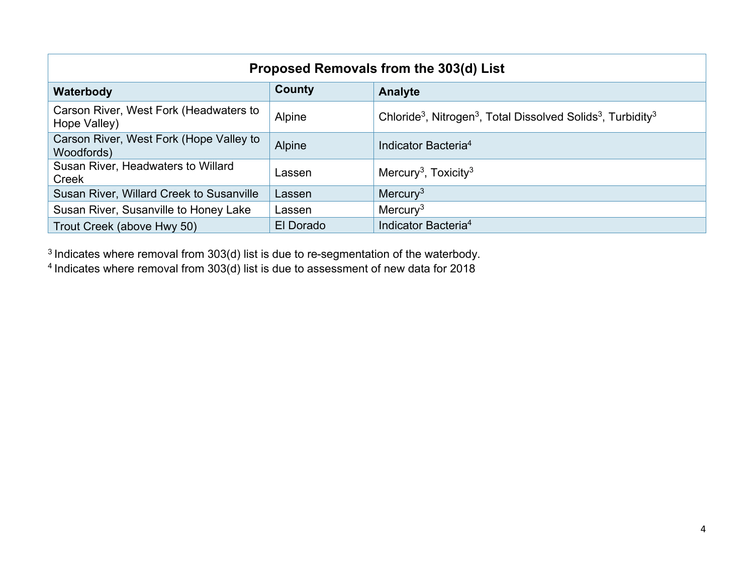| Proposed Removals from the 303(d) List | | |
|---|---|---|
| **Waterbody** | **County** | **Analyte** |
| Carson River, West Fork (Headwaters to Hope Valley) | Alpine | Chloride[3], Nitrogen[3], Total Dissolved Solids[3], Turbidity[3] |
| Carson River, West Fork (Hope Valley to Woodfords) | Alpine | Indicator Bacteria[4] |
| Susan River, Headwaters to Willard Creek | Lassen | Mercury[3], Toxicity[3] |
| Susan River, Willard Creek to Susanville | Lassen | Mercury[3] |
| Susan River, Susanville to Honey Lake | Lassen | Mercury[3] |
| Trout Creek (above Hwy 50) | El Dorado | Indicator Bacteria[4] |

[3] Indicates where removal from 303(d) list is due to re-segmentation of the waterbody.

[4] Indicates where removal from 303(d) list is due to assessment of new data for 2018